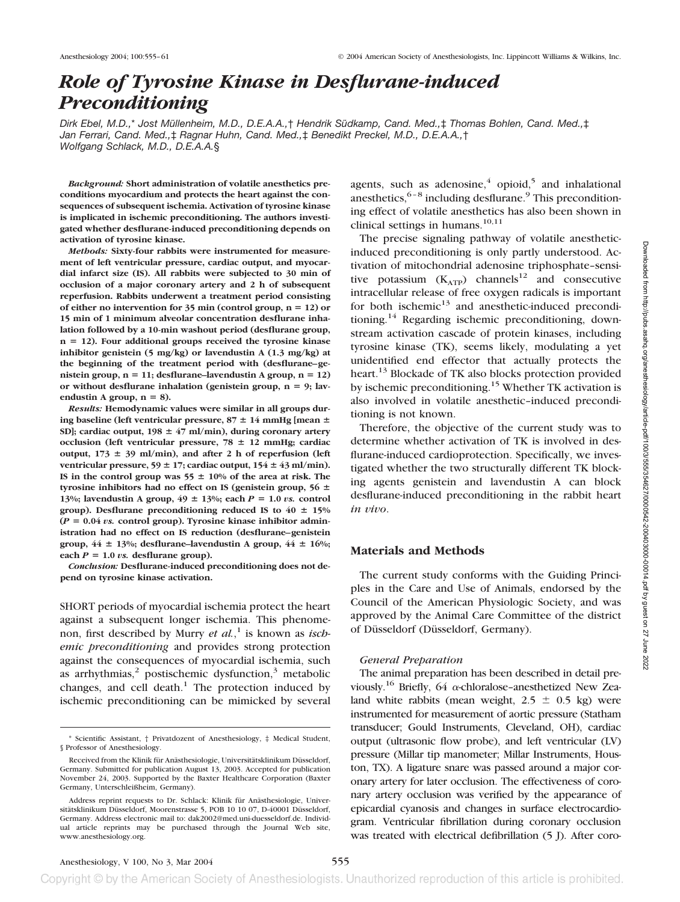# Role of Tyrosine Kinase in Desflurane-induced Preconditioning

*Dirk Ebel, M.D.,\* Jost Müllenheim, M.D., D.E.A.A.,† Hendrik Südkamp, Cand. Med.,‡ Thomas Bohlen, Cand. Med.,‡ Jan Ferrari, Cand. Med.,‡ Ragnar Huhn, Cand. Med.,‡ Benedikt Preckel, M.D., D.E.A.A.,† Wolfgang Schlack, M.D., D.E.A.A.§*

***Background:*** **Short administration of volatile anesthetics preconditions myocardium and protects the heart against the consequences of subsequent ischemia. Activation of tyrosine kinase is implicated in ischemic preconditioning. The authors investigated whether desflurane-induced preconditioning depends on activation of tyrosine kinase.**

***Methods:*** **Sixty-four rabbits were instrumented for measurement of left ventricular pressure, cardiac output, and myocardial infarct size (IS). All rabbits were subjected to 30 min of occlusion of a major coronary artery and 2 h of subsequent reperfusion. Rabbits underwent a treatment period consisting of either no intervention for 35 min (control group, n = 12) or 15 min of 1 minimum alveolar concentration desflurane inhalation followed by a 10-min washout period (desflurane group, n = 12). Four additional groups received the tyrosine kinase inhibitor genistein (5 mg/kg) or lavendustin A (1.3 mg/kg) at the beginning of the treatment period with (desflurane–genistein group, n = 11; desflurane–lavendustin A group, n = 12) or without desflurane inhalation (genistein group, n = 9; lavendustin A group, n = 8).**

***Results:*** **Hemodynamic values were similar in all groups during baseline (left ventricular pressure, 87 ± 14 mmHg [mean ± SD]; cardiac output, 198 ± 47 ml/min), during coronary artery occlusion (left ventricular pressure, 78 ± 12 mmHg; cardiac output, 173 ± 39 ml/min), and after 2 h of reperfusion (left ventricular pressure, 59 ± 17; cardiac output, 154 ± 43 ml/min). IS in the control group was 55 ± 10% of the area at risk. The tyrosine inhibitors had no effect on IS (genistein group, 56 ± 13%; lavendustin A group, 49 ± 13%; each $P = 1.0$ *vs.* control group). Desflurane preconditioning reduced IS to 40 ± 15% ($P = 0.04$ *vs.* control group). Tyrosine kinase inhibitor administration had no effect on IS reduction (desflurane–genistein group, 44 ± 13%; desflurane–lavendustin A group, 44 ± 16%; each $P = 1.0$ *vs.* desflurane group).**

***Conclusion:*** **Desflurane-induced preconditioning does not depend on tyrosine kinase activation.**

SHORT periods of myocardial ischemia protect the heart against a subsequent longer ischemia. This phenomenon, first described by Murry *et al.*,[1] is known as *ischemic preconditioning* and provides strong protection against the consequences of myocardial ischemia, such as arrhythmias,[2] postischemic dysfunction,[3] metabolic changes, and cell death.[1] The protection induced by ischemic preconditioning can be mimicked by several agents, such as adenosine,[4] opioid,[5] and inhalational anesthetics,[6–8] including desflurane.[9] This preconditioning effect of volatile anesthetics has also been shown in clinical settings in humans.[10,11]

The precise signaling pathway of volatile anesthetic-induced preconditioning is only partly understood. Activation of mitochondrial adenosine triphosphate–sensitive potassium ($K_{ATP}$) channels[12] and consecutive intracellular release of free oxygen radicals is important for both ischemic[13] and anesthetic-induced preconditioning.[14] Regarding ischemic preconditioning, downstream activation cascade of protein kinases, including tyrosine kinase (TK), seems likely, modulating a yet unidentified end effector that actually protects the heart.[13] Blockade of TK also blocks protection provided by ischemic preconditioning.[15] Whether TK activation is also involved in volatile anesthetic–induced preconditioning is not known.

Therefore, the objective of the current study was to determine whether activation of TK is involved in desflurane-induced cardioprotection. Specifically, we investigated whether the two structurally different TK blocking agents genistein and lavendustin A can block desflurane-induced preconditioning in the rabbit heart *in vivo*.

## Materials and Methods

The current study conforms with the Guiding Principles in the Care and Use of Animals, endorsed by the Council of the American Physiologic Society, and was approved by the Animal Care Committee of the district of Düsseldorf (Düsseldorf, Germany).

### *General Preparation*

The animal preparation has been described in detail previously.[16] Briefly, 64 α-chloralose–anesthetized New Zealand white rabbits (mean weight, 2.5 ± 0.5 kg) were instrumented for measurement of aortic pressure (Statham transducer; Gould Instruments, Cleveland, OH), cardiac output (ultrasonic flow probe), and left ventricular (LV) pressure (Millar tip manometer; Millar Instruments, Houston, TX). A ligature snare was passed around a major coronary artery for later occlusion. The effectiveness of coronary artery occlusion was verified by the appearance of epicardial cyanosis and changes in surface electrocardiogram. Ventricular fibrillation during coronary occlusion was treated with electrical defibrillation (5 J). After coro-

---

\* Scientific Assistant, † Privatdozent of Anesthesiology, ‡ Medical Student, § Professor of Anesthesiology.

Received from the Klinik für Anästhesiologie, Universitätsklinikum Düsseldorf, Germany. Submitted for publication August 13, 2003. Accepted for publication November 24, 2003. Supported by the Baxter Healthcare Corporation (Baxter Germany, Unterschleißheim, Germany).

Address reprint requests to Dr. Schlack: Klinik für Anästhesiologie, Universitätsklinikum Düsseldorf, Moorenstrasse 5, POB 10 10 07, D-40001 Düsseldorf, Germany. Address electronic mail to: dak2002@med.uni-duesseldorf.de. Individual article reprints may be purchased through the Journal Web site, www.anesthesiology.org.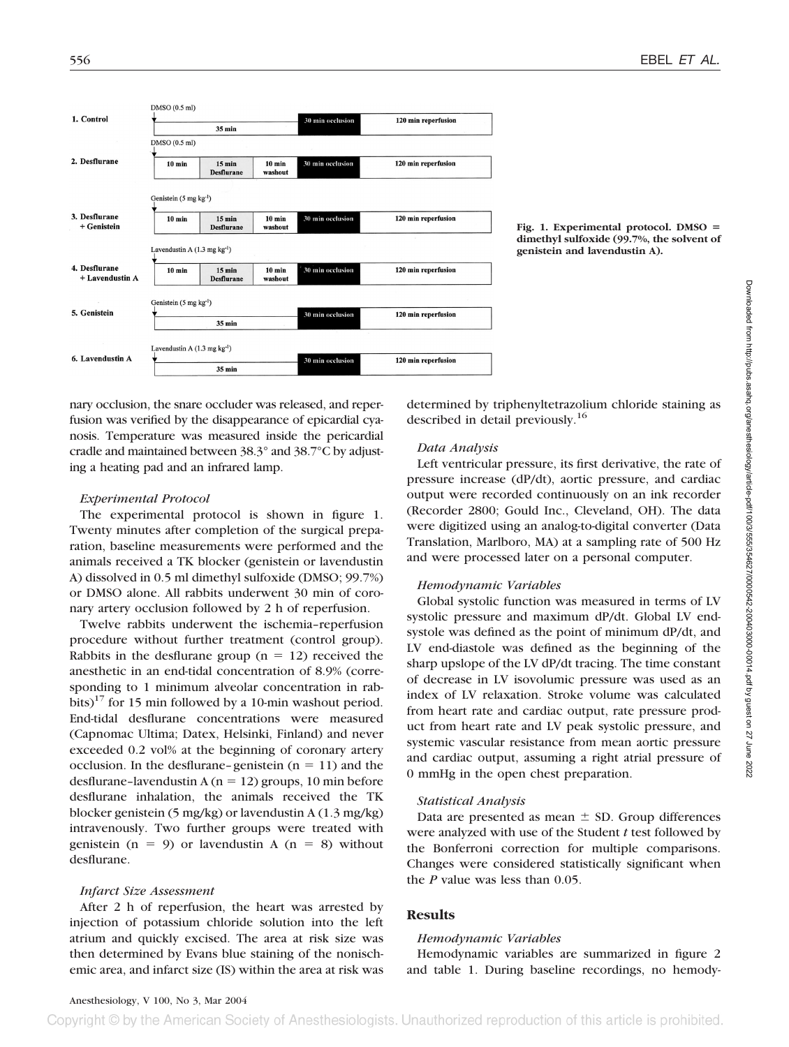Fig. 1. Experimental protocol. DMSO = dimethyl sulfoxide (99.7%, the solvent of genistein and lavendustin A).

nary occlusion, the snare occluder was released, and reperfusion was verified by the disappearance of epicardial cyanosis. Temperature was measured inside the pericardial cradle and maintained between 38.3° and 38.7°C by adjusting a heating pad and an infrared lamp.

### *Experimental Protocol*

The experimental protocol is shown in figure 1. Twenty minutes after completion of the surgical preparation, baseline measurements were performed and the animals received a TK blocker (genistein or lavendustin A) dissolved in 0.5 ml dimethyl sulfoxide (DMSO; 99.7%) or DMSO alone. All rabbits underwent 30 min of coronary artery occlusion followed by 2 h of reperfusion.

Twelve rabbits underwent the ischemia–reperfusion procedure without further treatment (control group). Rabbits in the desflurane group ($n = 12$) received the anesthetic in an end-tidal concentration of 8.9% (corresponding to 1 minimum alveolar concentration in rabbits)[17] for 15 min followed by a 10-min washout period. End-tidal desflurane concentrations were measured (Capnomac Ultima; Datex, Helsinki, Finland) and never exceeded 0.2 vol% at the beginning of coronary artery occlusion. In the desflurane–genistein ($n = 11$) and the desflurane–lavendustin A ($n = 12$) groups, 10 min before desflurane inhalation, the animals received the TK blocker genistein (5 mg/kg) or lavendustin A (1.3 mg/kg) intravenously. Two further groups were treated with genistein ($n = 9$) or lavendustin A ($n = 8$) without desflurane.

### *Infarct Size Assessment*

After 2 h of reperfusion, the heart was arrested by injection of potassium chloride solution into the left atrium and quickly excised. The area at risk size was then determined by Evans blue staining of the nonischemic area, and infarct size (IS) within the area at risk was determined by triphenyltetrazolium chloride staining as described in detail previously.[16]

### *Data Analysis*

Left ventricular pressure, its first derivative, the rate of pressure increase (dP/dt), aortic pressure, and cardiac output were recorded continuously on an ink recorder (Recorder 2800; Gould Inc., Cleveland, OH). The data were digitized using an analog-to-digital converter (Data Translation, Marlboro, MA) at a sampling rate of 500 Hz and were processed later on a personal computer.

### *Hemodynamic Variables*

Global systolic function was measured in terms of LV systolic pressure and maximum dP/dt. Global LV end-systole was defined as the point of minimum dP/dt, and LV end-diastole was defined as the beginning of the sharp upslope of the LV dP/dt tracing. The time constant of decrease in LV isovolumic pressure was used as an index of LV relaxation. Stroke volume was calculated from heart rate and cardiac output, rate pressure product from heart rate and LV peak systolic pressure, and systemic vascular resistance from mean aortic pressure and cardiac output, assuming a right atrial pressure of 0 mmHg in the open chest preparation.

### *Statistical Analysis*

Data are presented as mean ± SD. Group differences were analyzed with use of the Student *t* test followed by the Bonferroni correction for multiple comparisons. Changes were considered statistically significant when the *P* value was less than 0.05.

## Results

### *Hemodynamic Variables*

Hemodynamic variables are summarized in figure 2 and table 1. During baseline recordings, no hemody-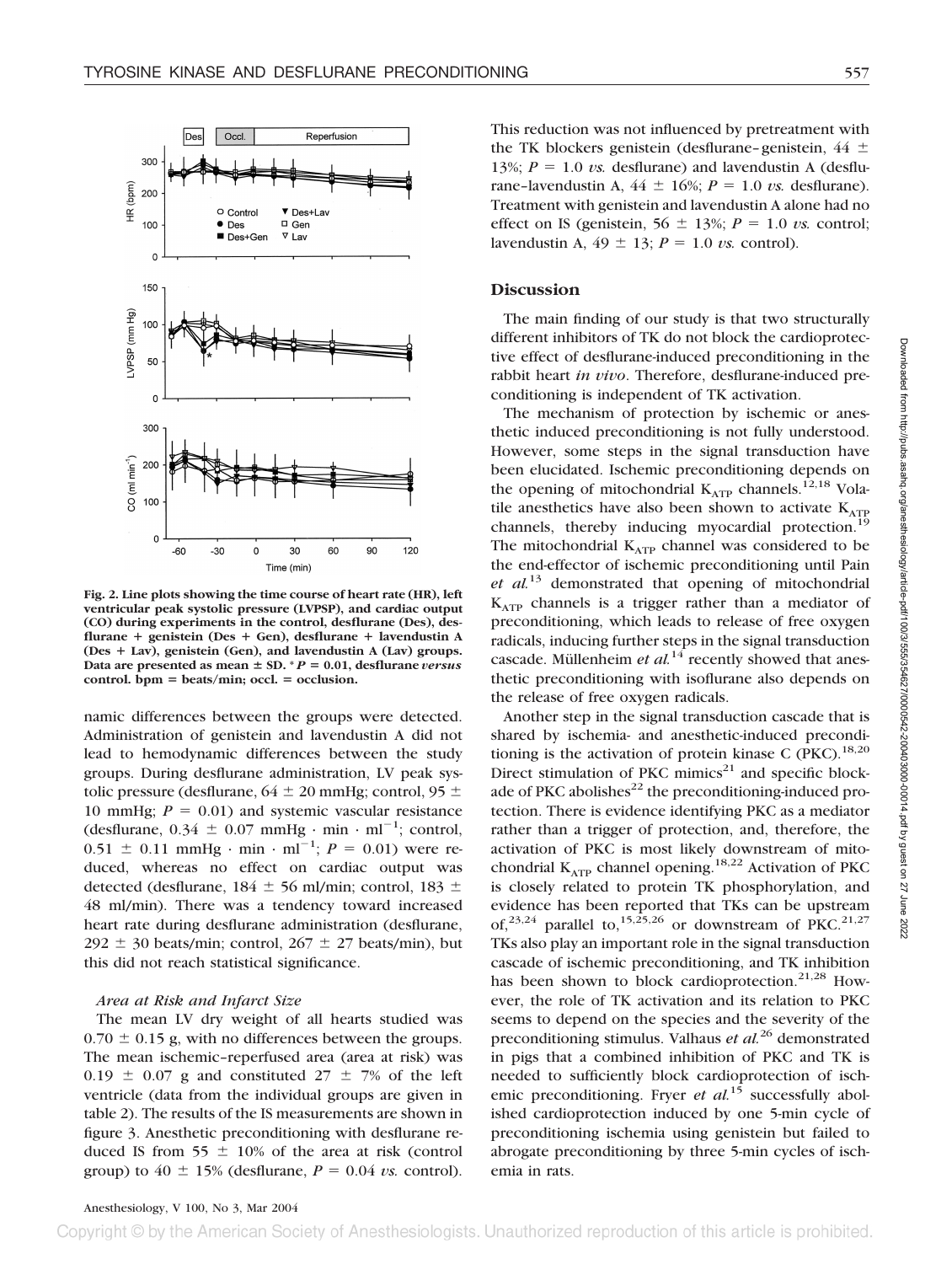Fig. 2. Line plots showing the time course of heart rate (HR), left ventricular peak systolic pressure (LVPSP), and cardiac output (CO) during experiments in the control, desflurane (Des), desflurane + genistein (Des + Gen), desflurane + lavendustin A (Des + Lav), genistein (Gen), and lavendustin A (Lav) groups. Data are presented as mean ± SD. * $P = 0.01$, desflurane *versus* control. bpm = beats/min; occl. = occlusion.

namic differences between the groups were detected. Administration of genistein and lavendustin A did not lead to hemodynamic differences between the study groups. During desflurane administration, LV peak systolic pressure (desflurane, 64 ± 20 mmHg; control, 95 ± 10 mmHg; $P = 0.01$) and systemic vascular resistance (desflurane, 0.34 ± 0.07 mmHg · min · ml$^{-1}$; control, 0.51 ± 0.11 mmHg · min · ml$^{-1}$; $P = 0.01$) were reduced, whereas no effect on cardiac output was detected (desflurane, 184 ± 56 ml/min; control, 183 ± 48 ml/min). There was a tendency toward increased heart rate during desflurane administration (desflurane, 292 ± 30 beats/min; control, 267 ± 27 beats/min), but this did not reach statistical significance.

### *Area at Risk and Infarct Size*

The mean LV dry weight of all hearts studied was 0.70 ± 0.15 g, with no differences between the groups. The mean ischemic–reperfused area (area at risk) was 0.19 ± 0.07 g and constituted 27 ± 7% of the left ventricle (data from the individual groups are given in table 2). The results of the IS measurements are shown in figure 3. Anesthetic preconditioning with desflurane reduced IS from 55 ± 10% of the area at risk (control group) to 40 ± 15% (desflurane, $P = 0.04$ *vs.* control). This reduction was not influenced by pretreatment with the TK blockers genistein (desflurane–genistein, 44 ± 13%; $P = 1.0$ *vs.* desflurane) and lavendustin A (desflurane–lavendustin A, 44 ± 16%; $P = 1.0$ *vs.* desflurane). Treatment with genistein and lavendustin A alone had no effect on IS (genistein, 56 ± 13%; $P = 1.0$ *vs.* control; lavendustin A, 49 ± 13; $P = 1.0$ *vs.* control).

## Discussion

The main finding of our study is that two structurally different inhibitors of TK do not block the cardioprotective effect of desflurane-induced preconditioning in the rabbit heart *in vivo*. Therefore, desflurane-induced preconditioning is independent of TK activation.

The mechanism of protection by ischemic or anesthetic induced preconditioning is not fully understood. However, some steps in the signal transduction have been elucidated. Ischemic preconditioning depends on the opening of mitochondrial $K_{ATP}$ channels.[12,18] Volatile anesthetics have also been shown to activate $K_{ATP}$ channels, thereby inducing myocardial protection.[19] The mitochondrial $K_{ATP}$ channel was considered to be the end-effector of ischemic preconditioning until Pain *et al.*[13] demonstrated that opening of mitochondrial $K_{ATP}$ channels is a trigger rather than a mediator of preconditioning, which leads to release of free oxygen radicals, inducing further steps in the signal transduction cascade. Müllenheim *et al.*[14] recently showed that anesthetic preconditioning with isoflurane also depends on the release of free oxygen radicals.

Another step in the signal transduction cascade that is shared by ischemia- and anesthetic-induced preconditioning is the activation of protein kinase C (PKC).[18,20] Direct stimulation of PKC mimics[21] and specific blockade of PKC abolishes[22] the preconditioning-induced protection. There is evidence identifying PKC as a mediator rather than a trigger of protection, and, therefore, the activation of PKC is most likely downstream of mitochondrial $K_{ATP}$ channel opening.[18,22] Activation of PKC is closely related to protein TK phosphorylation, and evidence has been reported that TKs can be upstream of,[23,24] parallel to,[15,25,26] or downstream of PKC.[21,27] TKs also play an important role in the signal transduction cascade of ischemic preconditioning, and TK inhibition has been shown to block cardioprotection.[21,28] However, the role of TK activation and its relation to PKC seems to depend on the species and the severity of the preconditioning stimulus. Valhaus *et al.*[26] demonstrated in pigs that a combined inhibition of PKC and TK is needed to sufficiently block cardioprotection of ischemic preconditioning. Fryer *et al.*[15] successfully abolished cardioprotection induced by one 5-min cycle of preconditioning ischemia using genistein but failed to abrogate preconditioning by three 5-min cycles of ischemia in rats.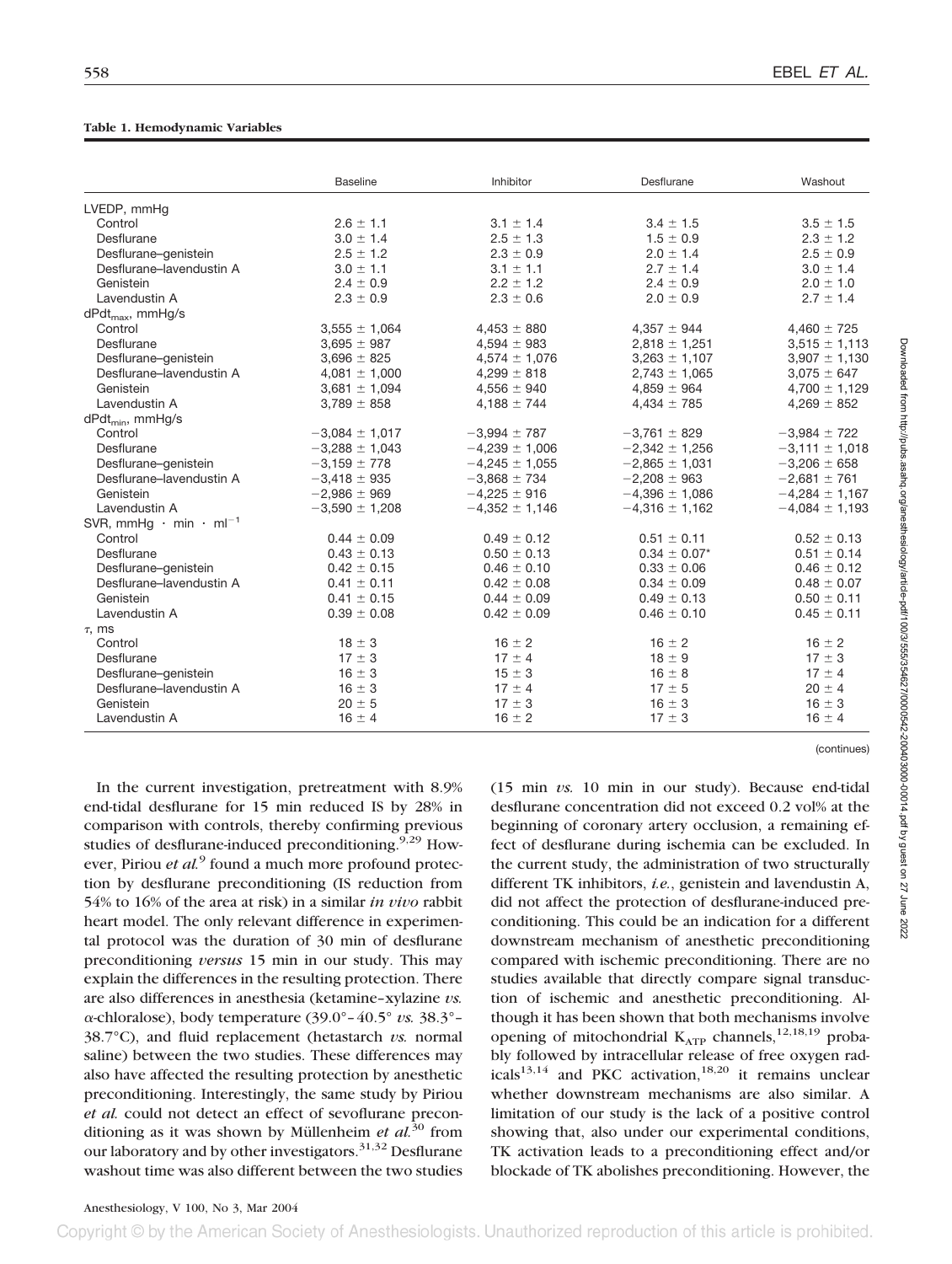**Table 1. Hemodynamic Variables**

| | Baseline | Inhibitor | Desflurane | Washout |
|---|---|---|---|---|
| LVEDP, mmHg | | | | |
| Control | 2.6 ± 1.1 | 3.1 ± 1.4 | 3.4 ± 1.5 | 3.5 ± 1.5 |
| Desflurane | 3.0 ± 1.4 | 2.5 ± 1.3 | 1.5 ± 0.9 | 2.3 ± 1.2 |
| Desflurane–genistein | 2.5 ± 1.2 | 2.3 ± 0.9 | 2.0 ± 1.4 | 2.5 ± 0.9 |
| Desflurane–lavendustin A | 3.0 ± 1.1 | 3.1 ± 1.1 | 2.7 ± 1.4 | 3.0 ± 1.4 |
| Genistein | 2.4 ± 0.9 | 2.2 ± 1.2 | 2.4 ± 0.9 | 2.0 ± 1.0 |
| Lavendustin A | 2.3 ± 0.9 | 2.3 ± 0.6 | 2.0 ± 0.9 | 2.7 ± 1.4 |
| $dPdt_{max}$, mmHg/s | | | | |
| Control | 3,555 ± 1,064 | 4,453 ± 880 | 4,357 ± 944 | 4,460 ± 725 |
| Desflurane | 3,695 ± 987 | 4,594 ± 983 | 2,818 ± 1,251 | 3,515 ± 1,113 |
| Desflurane–genistein | 3,696 ± 825 | 4,574 ± 1,076 | 3,263 ± 1,107 | 3,907 ± 1,130 |
| Desflurane–lavendustin A | 4,081 ± 1,000 | 4,299 ± 818 | 2,743 ± 1,065 | 3,075 ± 647 |
| Genistein | 3,681 ± 1,094 | 4,556 ± 940 | 4,859 ± 964 | 4,700 ± 1,129 |
| Lavendustin A | 3,789 ± 858 | 4,188 ± 744 | 4,434 ± 785 | 4,269 ± 852 |
| $dPdt_{min}$, mmHg/s | | | | |
| Control | −3,084 ± 1,017 | −3,994 ± 787 | −3,761 ± 829 | −3,984 ± 722 |
| Desflurane | −3,288 ± 1,043 | −4,239 ± 1,006 | −2,342 ± 1,256 | −3,111 ± 1,018 |
| Desflurane–genistein | −3,159 ± 778 | −4,245 ± 1,055 | −2,865 ± 1,031 | −3,206 ± 658 |
| Desflurane–lavendustin A | −3,418 ± 935 | −3,868 ± 734 | −2,208 ± 963 | −2,681 ± 761 |
| Genistein | −2,986 ± 969 | −4,225 ± 916 | −4,396 ± 1,086 | −4,284 ± 1,167 |
| Lavendustin A | −3,590 ± 1,208 | −4,352 ± 1,146 | −4,316 ± 1,162 | −4,084 ± 1,193 |
| SVR, mmHg · min · $ml^{-1}$ | | | | |
| Control | 0.44 ± 0.09 | 0.49 ± 0.12 | 0.51 ± 0.11 | 0.52 ± 0.13 |
| Desflurane | 0.43 ± 0.13 | 0.50 ± 0.13 | 0.34 ± 0.07* | 0.51 ± 0.14 |
| Desflurane–genistein | 0.42 ± 0.15 | 0.46 ± 0.10 | 0.33 ± 0.06 | 0.46 ± 0.12 |
| Desflurane–lavendustin A | 0.41 ± 0.11 | 0.42 ± 0.08 | 0.34 ± 0.09 | 0.48 ± 0.07 |
| Genistein | 0.41 ± 0.15 | 0.44 ± 0.09 | 0.49 ± 0.13 | 0.50 ± 0.11 |
| Lavendustin A | 0.39 ± 0.08 | 0.42 ± 0.09 | 0.46 ± 0.10 | 0.45 ± 0.11 |
| $\tau$, ms | | | | |
| Control | 18 ± 3 | 16 ± 2 | 16 ± 2 | 16 ± 2 |
| Desflurane | 17 ± 3 | 17 ± 4 | 18 ± 9 | 17 ± 3 |
| Desflurane–genistein | 16 ± 3 | 15 ± 3 | 16 ± 8 | 17 ± 4 |
| Desflurane–lavendustin A | 16 ± 3 | 17 ± 4 | 17 ± 5 | 20 ± 4 |
| Genistein | 20 ± 5 | 17 ± 3 | 16 ± 3 | 16 ± 3 |
| Lavendustin A | 16 ± 4 | 16 ± 2 | 17 ± 3 | 16 ± 4 |

(continues)

In the current investigation, pretreatment with 8.9% end-tidal desflurane for 15 min reduced IS by 28% in comparison with controls, thereby confirming previous studies of desflurane-induced preconditioning.[9,29] However, Piriou *et al.*[9] found a much more profound protection by desflurane preconditioning (IS reduction from 54% to 16% of the area at risk) in a similar *in vivo* rabbit heart model. The only relevant difference in experimental protocol was the duration of 30 min of desflurane preconditioning *versus* 15 min in our study. This may explain the differences in the resulting protection. There are also differences in anesthesia (ketamine–xylazine *vs.* α-chloralose), body temperature (39.0°–40.5° *vs.* 38.3°–38.7°C), and fluid replacement (hetastarch *vs.* normal saline) between the two studies. These differences may also have affected the resulting protection by anesthetic preconditioning. Interestingly, the same study by Piriou *et al.* could not detect an effect of sevoflurane preconditioning as it was shown by Müllenheim *et al.*[30] from our laboratory and by other investigators.[31,32] Desflurane washout time was also different between the two studies (15 min *vs.* 10 min in our study). Because end-tidal desflurane concentration did not exceed 0.2 vol% at the beginning of coronary artery occlusion, a remaining effect of desflurane during ischemia can be excluded. In the current study, the administration of two structurally different TK inhibitors, *i.e.*, genistein and lavendustin A, did not affect the protection of desflurane-induced preconditioning. This could be an indication for a different downstream mechanism of anesthetic preconditioning compared with ischemic preconditioning. There are no studies available that directly compare signal transduction of ischemic and anesthetic preconditioning. Although it has been shown that both mechanisms involve opening of mitochondrial $K_{ATP}$ channels,[12,18,19] probably followed by intracellular release of free oxygen radicals[13,14] and PKC activation,[18,20] it remains unclear whether downstream mechanisms are also similar. A limitation of our study is the lack of a positive control showing that, also under our experimental conditions, TK activation leads to a preconditioning effect and/or blockade of TK abolishes preconditioning. However, the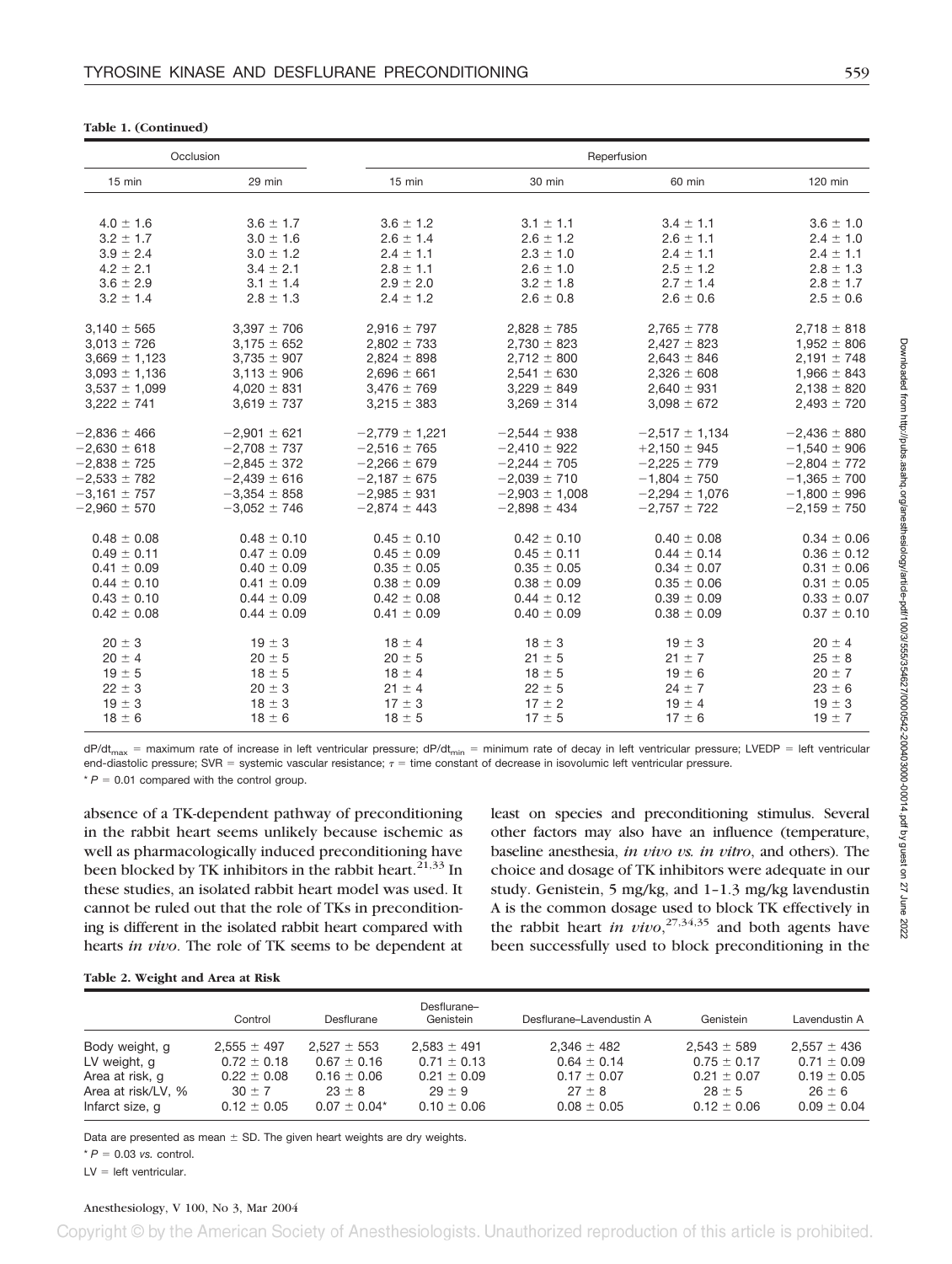**Table 1. (Continued)**

| Occlusion | | Reperfusion | | | |
|---|---|---|---|---|---|
| 15 min | 29 min | 15 min | 30 min | 60 min | 120 min |
| 4.0 ± 1.6 | 3.6 ± 1.7 | 3.6 ± 1.2 | 3.1 ± 1.1 | 3.4 ± 1.1 | 3.6 ± 1.0 |
| 3.2 ± 1.7 | 3.0 ± 1.6 | 2.6 ± 1.4 | 2.6 ± 1.2 | 2.6 ± 1.1 | 2.4 ± 1.0 |
| 3.9 ± 2.4 | 3.0 ± 1.2 | 2.4 ± 1.1 | 2.3 ± 1.0 | 2.4 ± 1.1 | 2.4 ± 1.1 |
| 4.2 ± 2.1 | 3.4 ± 2.1 | 2.8 ± 1.1 | 2.6 ± 1.0 | 2.5 ± 1.2 | 2.8 ± 1.3 |
| 3.6 ± 2.9 | 3.1 ± 1.4 | 2.9 ± 2.0 | 3.2 ± 1.8 | 2.7 ± 1.4 | 2.8 ± 1.7 |
| 3.2 ± 1.4 | 2.8 ± 1.3 | 2.4 ± 1.2 | 2.6 ± 0.8 | 2.6 ± 0.6 | 2.5 ± 0.6 |
| 3,140 ± 565 | 3,397 ± 706 | 2,916 ± 797 | 2,828 ± 785 | 2,765 ± 778 | 2,718 ± 818 |
| 3,013 ± 726 | 3,175 ± 652 | 2,802 ± 733 | 2,730 ± 823 | 2,427 ± 823 | 1,952 ± 806 |
| 3,669 ± 1,123 | 3,735 ± 907 | 2,824 ± 898 | 2,712 ± 800 | 2,643 ± 846 | 2,191 ± 748 |
| 3,093 ± 1,136 | 3,113 ± 906 | 2,696 ± 661 | 2,541 ± 630 | 2,326 ± 608 | 1,966 ± 843 |
| 3,537 ± 1,099 | 4,020 ± 831 | 3,476 ± 769 | 3,229 ± 849 | 2,640 ± 931 | 2,138 ± 820 |
| 3,222 ± 741 | 3,619 ± 737 | 3,215 ± 383 | 3,269 ± 314 | 3,098 ± 672 | 2,493 ± 720 |
| −2,836 ± 466 | −2,901 ± 621 | −2,779 ± 1,221 | −2,544 ± 938 | −2,517 ± 1,134 | −2,436 ± 880 |
| −2,630 ± 618 | −2,708 ± 737 | −2,516 ± 765 | −2,410 ± 922 | +2,150 ± 945 | −1,540 ± 906 |
| −2,838 ± 725 | −2,845 ± 372 | −2,266 ± 679 | −2,244 ± 705 | −2,225 ± 779 | −2,804 ± 772 |
| −2,533 ± 782 | −2,439 ± 616 | −2,187 ± 675 | −2,039 ± 710 | −1,804 ± 750 | −1,365 ± 700 |
| −3,161 ± 757 | −3,354 ± 858 | −2,985 ± 931 | −2,903 ± 1,008 | −2,294 ± 1,076 | −1,800 ± 996 |
| −2,960 ± 570 | −3,052 ± 746 | −2,874 ± 443 | −2,898 ± 434 | −2,757 ± 722 | −2,159 ± 750 |
| 0.48 ± 0.08 | 0.48 ± 0.10 | 0.45 ± 0.10 | 0.42 ± 0.10 | 0.40 ± 0.08 | 0.34 ± 0.06 |
| 0.49 ± 0.11 | 0.47 ± 0.09 | 0.45 ± 0.09 | 0.45 ± 0.11 | 0.44 ± 0.14 | 0.36 ± 0.12 |
| 0.41 ± 0.09 | 0.40 ± 0.09 | 0.35 ± 0.05 | 0.35 ± 0.05 | 0.34 ± 0.07 | 0.31 ± 0.06 |
| 0.44 ± 0.10 | 0.41 ± 0.09 | 0.38 ± 0.09 | 0.38 ± 0.09 | 0.35 ± 0.06 | 0.31 ± 0.05 |
| 0.43 ± 0.10 | 0.44 ± 0.09 | 0.42 ± 0.08 | 0.44 ± 0.12 | 0.39 ± 0.09 | 0.33 ± 0.07 |
| 0.42 ± 0.08 | 0.44 ± 0.09 | 0.41 ± 0.09 | 0.40 ± 0.09 | 0.38 ± 0.09 | 0.37 ± 0.10 |
| 20 ± 3 | 19 ± 3 | 18 ± 4 | 18 ± 3 | 19 ± 3 | 20 ± 4 |
| 20 ± 4 | 20 ± 5 | 20 ± 5 | 21 ± 5 | 21 ± 7 | 25 ± 8 |
| 19 ± 5 | 18 ± 5 | 18 ± 4 | 18 ± 5 | 19 ± 6 | 20 ± 7 |
| 22 ± 3 | 20 ± 3 | 21 ± 4 | 22 ± 5 | 24 ± 7 | 23 ± 6 |
| 19 ± 3 | 18 ± 3 | 17 ± 3 | 17 ± 2 | 19 ± 4 | 19 ± 3 |
| 18 ± 6 | 18 ± 6 | 18 ± 5 | 17 ± 5 | 17 ± 6 | 19 ± 7 |

$dP/dt_{max}$ = maximum rate of increase in left ventricular pressure; $dP/dt_{min}$ = minimum rate of decay in left ventricular pressure; LVEDP = left ventricular end-diastolic pressure; SVR = systemic vascular resistance; $\tau$ = time constant of decrease in isovolumic left ventricular pressure.

\* $P = 0.01$ compared with the control group.

absence of a TK-dependent pathway of preconditioning in the rabbit heart seems unlikely because ischemic as well as pharmacologically induced preconditioning have been blocked by TK inhibitors in the rabbit heart.[21,33] In these studies, an isolated rabbit heart model was used. It cannot be ruled out that the role of TKs in preconditioning is different in the isolated rabbit heart compared with hearts *in vivo*. The role of TK seems to be dependent at least on species and preconditioning stimulus. Several other factors may also have an influence (temperature, baseline anesthesia, *in vivo vs. in vitro*, and others). The choice and dosage of TK inhibitors were adequate in our study. Genistein, 5 mg/kg, and 1–1.3 mg/kg lavendustin A is the common dosage used to block TK effectively in the rabbit heart *in vivo*,[27,34,35] and both agents have been successfully used to block preconditioning in the

**Table 2. Weight and Area at Risk**

| | Control | Desflurane | Desflurane–Genistein | Desflurane–Lavendustin A | Genistein | Lavendustin A |
|---|---|---|---|---|---|---|
| Body weight, g | 2,555 ± 497 | 2,527 ± 553 | 2,583 ± 491 | 2,346 ± 482 | 2,543 ± 589 | 2,557 ± 436 |
| LV weight, g | 0.72 ± 0.18 | 0.67 ± 0.16 | 0.71 ± 0.13 | 0.64 ± 0.14 | 0.75 ± 0.17 | 0.71 ± 0.09 |
| Area at risk, g | 0.22 ± 0.08 | 0.16 ± 0.06 | 0.21 ± 0.09 | 0.17 ± 0.07 | 0.21 ± 0.07 | 0.19 ± 0.05 |
| Area at risk/LV, % | 30 ± 7 | 23 ± 8 | 29 ± 9 | 27 ± 8 | 28 ± 5 | 26 ± 6 |
| Infarct size, g | 0.12 ± 0.05 | 0.07 ± 0.04* | 0.10 ± 0.06 | 0.08 ± 0.05 | 0.12 ± 0.06 | 0.09 ± 0.04 |

Data are presented as mean ± SD. The given heart weights are dry weights.

\* $P = 0.03$ *vs.* control.

LV = left ventricular.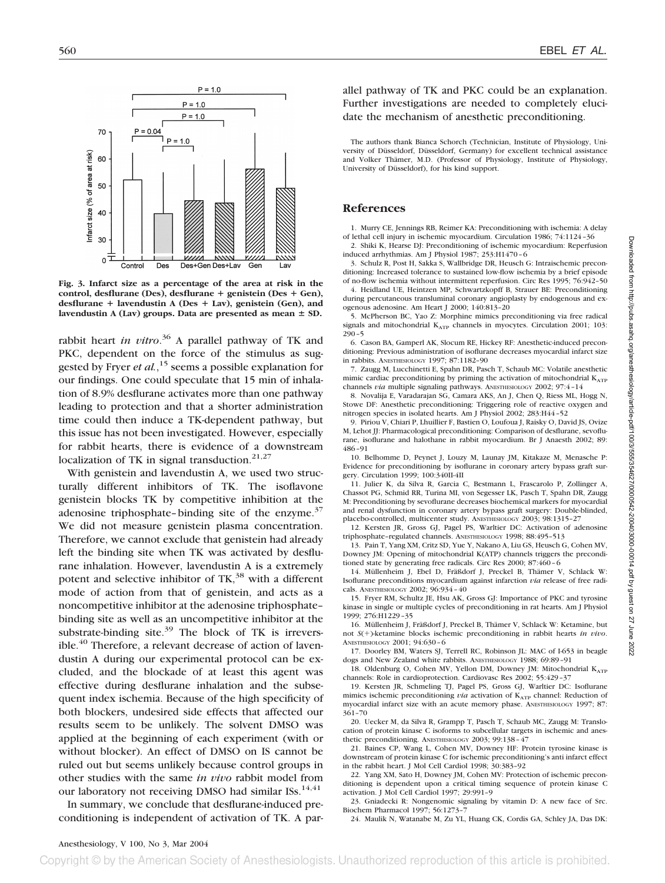Fig. 3. Infarct size as a percentage of the area at risk in the control, desflurane (Des), desflurane + genistein (Des + Gen), desflurane + lavendustin A (Des + Lav), genistein (Gen), and lavendustin A (Lav) groups. Data are presented as mean ± SD.

rabbit heart *in vitro*.[36] A parallel pathway of TK and PKC, dependent on the force of the stimulus as suggested by Fryer *et al.*,[15] seems a possible explanation for our findings. One could speculate that 15 min of inhalation of 8.9% desflurane activates more than one pathway leading to protection and that a shorter administration time could then induce a TK-dependent pathway, but this issue has not been investigated. However, especially for rabbit hearts, there is evidence of a downstream localization of TK in signal transduction.[21,27]

With genistein and lavendustin A, we used two structurally different inhibitors of TK. The isoflavone genistein blocks TK by competitive inhibition at the adenosine triphosphate–binding site of the enzyme.[37] We did not measure genistein plasma concentration. Therefore, we cannot exclude that genistein had already left the binding site when TK was activated by desflurane inhalation. However, lavendustin A is a extremely potent and selective inhibitor of TK,[38] with a different mode of action from that of genistein, and acts as a noncompetitive inhibitor at the adenosine triphosphate–binding site as well as an uncompetitive inhibitor at the substrate-binding site.[39] The block of TK is irreversible.[40] Therefore, a relevant decrease of action of lavendustin A during our experimental protocol can be excluded, and the blockade of at least this agent was effective during desflurane inhalation and the subsequent index ischemia. Because of the high specificity of both blockers, undesired side effects that affected our results seem to be unlikely. The solvent DMSO was applied at the beginning of each experiment (with or without blocker). An effect of DMSO on IS cannot be ruled out but seems unlikely because control groups in other studies with the same *in vivo* rabbit model from our laboratory not receiving DMSO had similar ISs.[14,41]

In summary, we conclude that desflurane-induced preconditioning is independent of activation of TK. A parallel pathway of TK and PKC could be an explanation. Further investigations are needed to completely elucidate the mechanism of anesthetic preconditioning.

The authors thank Bianca Schorch (Technician, Institute of Physiology, University of Düsseldorf, Düsseldorf, Germany) for excellent technical assistance and Volker Thämer, M.D. (Professor of Physiology, Institute of Physiology, University of Düsseldorf), for his kind support.

## References

1. Murry CE, Jennings RB, Reimer KA: Preconditioning with ischemia: A delay of lethal cell injury in ischemic myocardium. Circulation 1986; 74:1124–36
2. Shiki K, Hearse DJ: Preconditioning of ischemic myocardium: Reperfusion induced arrhythmias. Am J Physiol 1987; 253:H1470–6
3. Schulz R, Post H, Sakka S, Wallbridge DR, Heusch G: Intraischemic preconditioning: Increased tolerance to sustained low-flow ischemia by a brief episode of no-flow ischemia without intermittent reperfusion. Circ Res 1995; 76:942–50
4. Heidland UE, Heintzen MP, Schwartzkopff B, Strauer BE: Preconditioning during percutaneous transluminal coronary angioplasty by endogenous and exogenous adenosine. Am Heart J 2000; 140:813–20
5. McPherson BC, Yao Z: Morphine mimics preconditioning via free radical signals and mitochondrial $K_{ATP}$ channels in myocytes. Circulation 2001; 103:290–5
6. Cason BA, Gamperl AK, Slocum RE, Hickey RF: Anesthetic-induced preconditioning: Previous administration of isoflurane decreases myocardial infarct size in rabbits. ANESTHESIOLOGY 1997; 87:1182–90
7. Zaugg M, Lucchinetti E, Spahn DR, Pasch T, Schaub MC: Volatile anesthetic mimic cardiac preconditioning by priming the activation of mitochondrial $K_{ATP}$ channels *via* multiple signaling pathways. ANESTHESIOLOGY 2002; 97:4–14
8. Novalija E, Varadarajan SG, Camara AKS, An J, Chen Q, Riess ML, Hogg N, Stowe DF: Anesthetic preconditioning: Triggering role of reactive oxygen and nitrogen species in isolated hearts. Am J Physiol 2002; 283:H44–52
9. Piriou V, Chiari P, Lhuillier F, Bastien O, Loufoua J, Raisky O, David JS, Ovize M, Lehot JJ: Pharmacological preconditioning: Comparison of desflurane, sevoflurane, isoflurane and halothane in rabbit myocardium. Br J Anaesth 2002; 89:486–91
10. Belhomme D, Peynet J, Louzy M, Launay JM, Kitakaze M, Menasche P: Evidence for preconditioning by isoflurane in coronary artery bypass graft surgery. Circulation 1999; 100:340II-4II
11. Julier K, da Silva R, Garcia C, Bestmann L, Frascarolo P, Zollinger A, Chassot PG, Schmid RR, Turina MI, von Segesser LK, Pasch T, Spahn DR, Zaugg M: Preconditioning by sevoflurane decreases biochemical markers for myocardial and renal dysfunction in coronary artery bypass graft surgery: Double-blinded, placebo-controlled, multicenter study. ANESTHESIOLOGY 2003; 98:1315–27
12. Kersten JR, Gross GJ, Pagel PS, Warltier DC: Activation of adenosine triphosphate–regulated channels. ANESTHESIOLOGY 1998; 88:495–513
13. Pain T, Yang XM, Critz SD, Yue Y, Nakano A, Liu GS, Heusch G, Cohen MV, Downey JM: Opening of mitochondrial K(ATP) channels triggers the preconditioned state by generating free radicals. Circ Res 2000; 87:460–6
14. Müllenheim J, Ebel D, Fräßdorf J, Preckel B, Thämer V, Schlack W: Isoflurane preconditions myocardium against infarction *via* release of free radicals. ANESTHESIOLOGY 2002; 96:934–40
15. Fryer RM, Schultz JE, Hsu AK, Gross GJ: Importance of PKC and tyrosine kinase in single or multiple cycles of preconditioning in rat hearts. Am J Physiol 1999; 276:H1229–35
16. Müllenheim J, Fräßdorf J, Preckel B, Thämer V, Schlack W: Ketamine, but not *S*(+)-ketamine blocks ischemic preconditioning in rabbit hearts *in vivo*. ANESTHESIOLOGY 2001; 94:630–6
17. Doorley BM, Waters SJ, Terrell RC, Robinson JL: MAC of I-653 in beagle dogs and New Zealand white rabbits. ANESTHESIOLOGY 1988; 69:89–91
18. Oldenburg O, Cohen MV, Yellon DM, Downey JM: Mitochondrial $K_{ATP}$ channels: Role in cardioprotection. Cardiovasc Res 2002; 55:429–37
19. Kersten JR, Schmeling TJ, Pagel PS, Gross GJ, Warltier DC: Isoflurane mimics ischemic preconditioning *via* activation of $K_{ATP}$ channel: Reduction of myocardial infarct size with an acute memory phase. ANESTHESIOLOGY 1997; 87:361–70
20. Uecker M, da Silva R, Grampp T, Pasch T, Schaub MC, Zaugg M: Translocation of protein kinase C isoforms to subcellular targets in ischemic and anesthetic preconditioning. ANESTHESIOLOGY 2003; 99:138–47
21. Baines CP, Wang L, Cohen MV, Downey HF: Protein tyrosine kinase is downstream of protein kinase C for ischemic preconditioning's anti infarct effect in the rabbit heart. J Mol Cell Cardiol 1998; 30:383–92
22. Yang XM, Sato H, Downey JM, Cohen MV: Protection of ischemic preconditioning is dependent upon a critical timing sequence of protein kinase C activation. J Mol Cell Cardiol 1997; 29:991–9
23. Gniadecki R: Nongenomic signaling by vitamin D: A new face of Src. Biochem Pharmacol 1997; 56:1273–7
24. Maulik N, Watanabe M, Zu YL, Huang CK, Cordis GA, Schley JA, Das DK: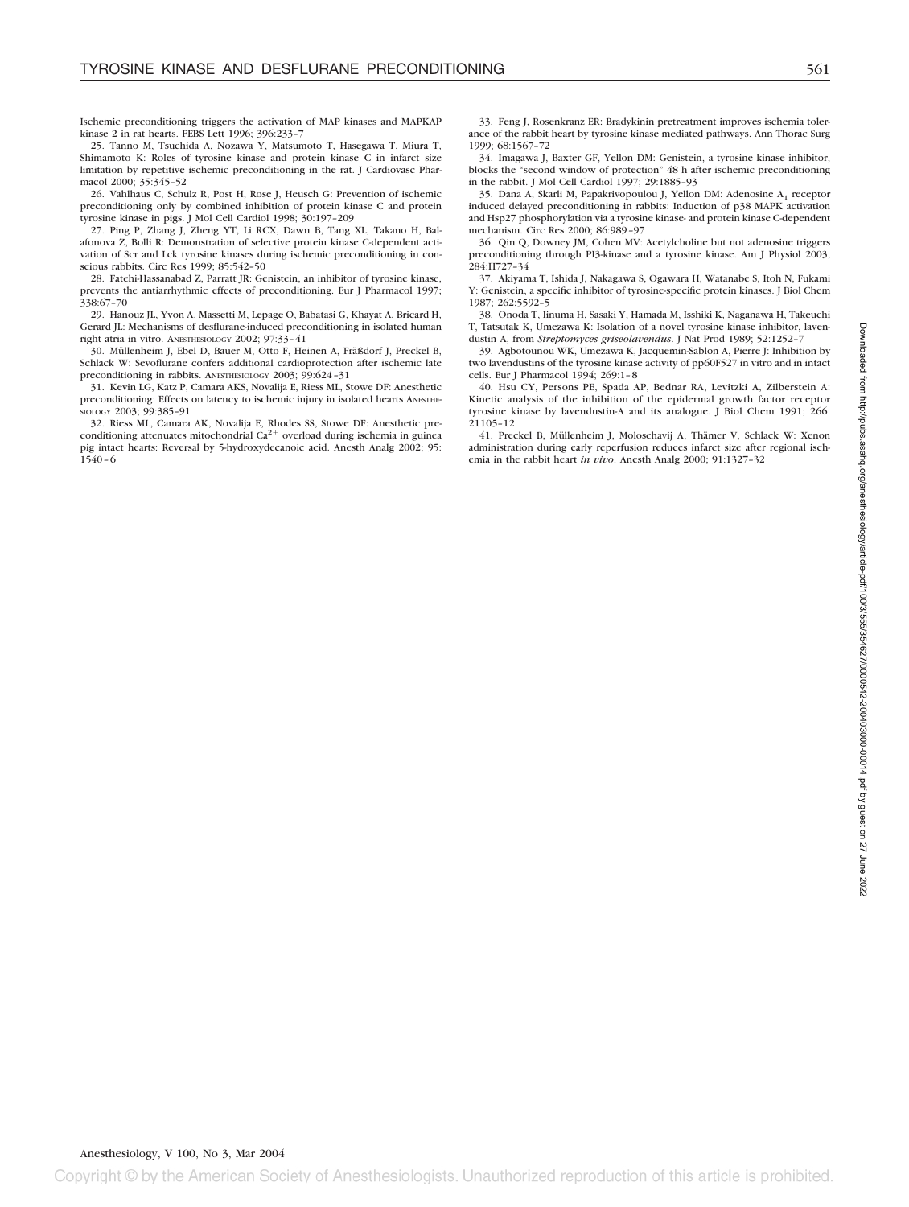Ischemic preconditioning triggers the activation of MAP kinases and MAPKAP kinase 2 in rat hearts. FEBS Lett 1996; 396:233–7

25. Tanno M, Tsuchida A, Nozawa Y, Matsumoto T, Hasegawa T, Miura T, Shimamoto K: Roles of tyrosine kinase and protein kinase C in infarct size limitation by repetitive ischemic preconditioning in the rat. J Cardiovasc Pharmacol 2000; 35:345–52

26. Vahlhaus C, Schulz R, Post H, Rose J, Heusch G: Prevention of ischemic preconditioning only by combined inhibition of protein kinase C and protein tyrosine kinase in pigs. J Mol Cell Cardiol 1998; 30:197–209

27. Ping P, Zhang J, Zheng YT, Li RCX, Dawn B, Tang XL, Takano H, Balafonova Z, Bolli R: Demonstration of selective protein kinase C-dependent activation of Scr and Lck tyrosine kinases during ischemic preconditioning in conscious rabbits. Circ Res 1999; 85:542–50

28. Fatehi-Hassanabad Z, Parratt JR: Genistein, an inhibitor of tyrosine kinase, prevents the antiarrhythmic effects of preconditioning. Eur J Pharmacol 1997; 338:67–70

29. Hanouz JL, Yvon A, Massetti M, Lepage O, Babatasi G, Khayat A, Bricard H, Gerard JL: Mechanisms of desflurane-induced preconditioning in isolated human right atria in vitro. ANESTHESIOLOGY 2002; 97:33–41

30. Müllenheim J, Ebel D, Bauer M, Otto F, Heinen A, Fräßdorf J, Preckel B, Schlack W: Sevoflurane confers additional cardioprotection after ischemic late preconditioning in rabbits. ANESTHESIOLOGY 2003; 99:624–31

31. Kevin LG, Katz P, Camara AKS, Novalija E, Riess ML, Stowe DF: Anesthetic preconditioning: Effects on latency to ischemic injury in isolated hearts ANESTHESIOLOGY 2003; 99:385–91

32. Riess ML, Camara AK, Novalija E, Rhodes SS, Stowe DF: Anesthetic preconditioning attenuates mitochondrial $Ca^{2+}$ overload during ischemia in guinea pig intact hearts: Reversal by 5-hydroxydecanoic acid. Anesth Analg 2002; 95: 1540–6

33. Feng J, Rosenkranz ER: Bradykinin pretreatment improves ischemia tolerance of the rabbit heart by tyrosine kinase mediated pathways. Ann Thorac Surg 1999; 68:1567–72

34. Imagawa J, Baxter GF, Yellon DM: Genistein, a tyrosine kinase inhibitor, blocks the "second window of protection" 48 h after ischemic preconditioning in the rabbit. J Mol Cell Cardiol 1997; 29:1885–93

35. Dana A, Skarli M, Papakrivopoulou J, Yellon DM: Adenosine $A_1$ receptor induced delayed preconditioning in rabbits: Induction of p38 MAPK activation and Hsp27 phosphorylation via a tyrosine kinase- and protein kinase C-dependent mechanism. Circ Res 2000; 86:989–97

36. Qin Q, Downey JM, Cohen MV: Acetylcholine but not adenosine triggers preconditioning through PI3-kinase and a tyrosine kinase. Am J Physiol 2003; 284:H727–34

37. Akiyama T, Ishida J, Nakagawa S, Ogawara H, Watanabe S, Itoh N, Fukami Y: Genistein, a specific inhibitor of tyrosine-specific protein kinases. J Biol Chem 1987; 262:5592–5

38. Onoda T, Iinuma H, Sasaki Y, Hamada M, Isshiki K, Naganawa H, Takeuchi T, Tatsutak K, Umezawa K: Isolation of a novel tyrosine kinase inhibitor, lavendustin A, from *Streptomyces griseolavendus*. J Nat Prod 1989; 52:1252–7

39. Agbotounou WK, Umezawa K, Jacquemin-Sablon A, Pierre J: Inhibition by two lavendustins of the tyrosine kinase activity of pp60F527 in vitro and in intact cells. Eur J Pharmacol 1994; 269:1–8

40. Hsu CY, Persons PE, Spada AP, Bednar RA, Levitzki A, Zilberstein A: Kinetic analysis of the inhibition of the epidermal growth factor receptor tyrosine kinase by lavendustin-A and its analogue. J Biol Chem 1991; 266: 21105–12

41. Preckel B, Müllenheim J, Moloschavij A, Thämer V, Schlack W: Xenon administration during early reperfusion reduces infarct size after regional ischemia in the rabbit heart *in vivo*. Anesth Analg 2000; 91:1327–32